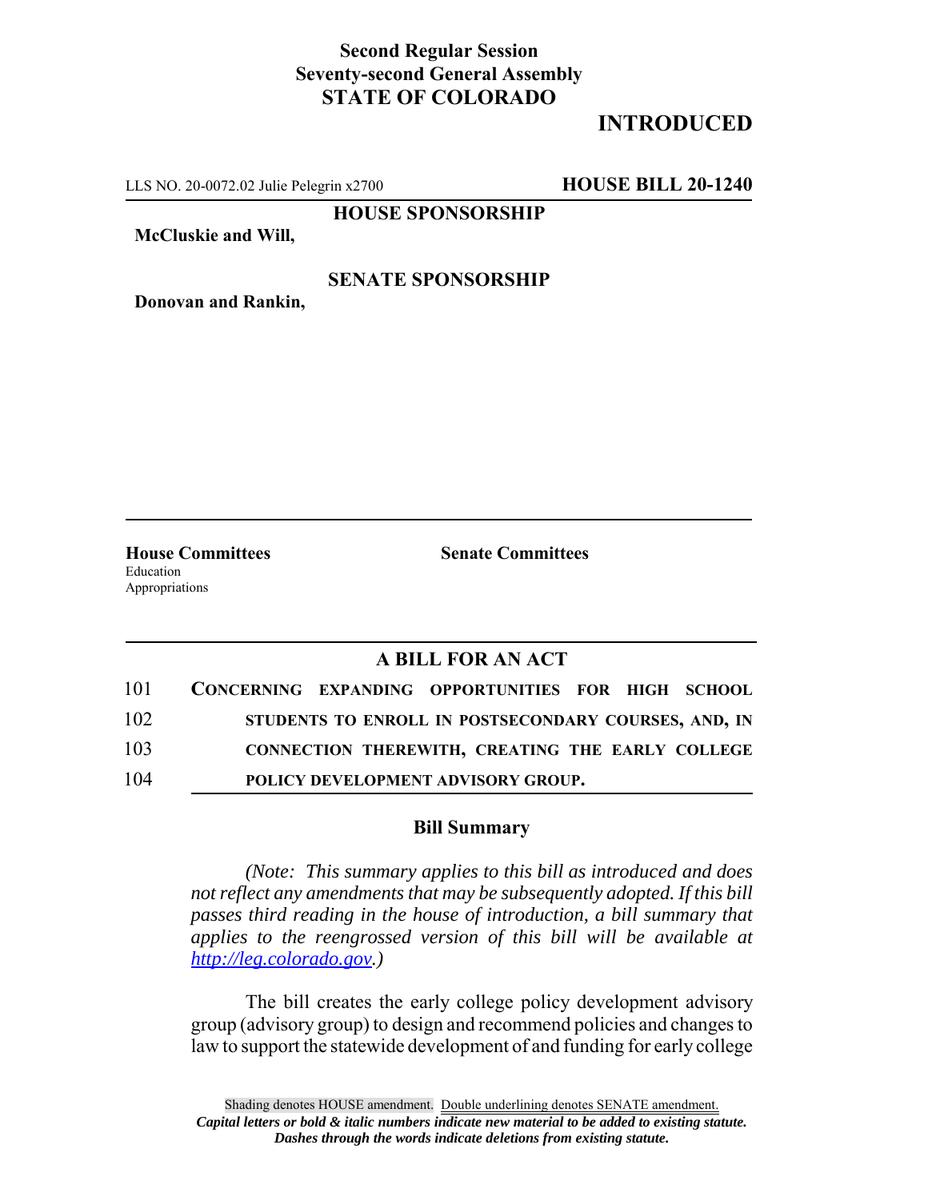**Second Regular Session**
**Seventy-second General Assembly**
**STATE OF COLORADO**

# INTRODUCED

LLS NO. 20-0072.02 Julie Pelegrin x2700 **HOUSE BILL 20-1240**

**HOUSE SPONSORSHIP**

**McCluskie and Will,**

**SENATE SPONSORSHIP**

**Donovan and Rankin,**

**House Committees**
Education
Appropriations

**Senate Committees**

## A BILL FOR AN ACT

101 **CONCERNING EXPANDING OPPORTUNITIES FOR HIGH SCHOOL**
102 **STUDENTS TO ENROLL IN POSTSECONDARY COURSES, AND, IN**
103 **CONNECTION THEREWITH, CREATING THE EARLY COLLEGE**
104 **POLICY DEVELOPMENT ADVISORY GROUP.**

### Bill Summary

*(Note: This summary applies to this bill as introduced and does not reflect any amendments that may be subsequently adopted. If this bill passes third reading in the house of introduction, a bill summary that applies to the reengrossed version of this bill will be available at http://leg.colorado.gov.)*

The bill creates the early college policy development advisory group (advisory group) to design and recommend policies and changes to law to support the statewide development of and funding for early college

Shading denotes HOUSE amendment. Double underlining denotes SENATE amendment.
*Capital letters or bold & italic numbers indicate new material to be added to existing statute.*
*Dashes through the words indicate deletions from existing statute.*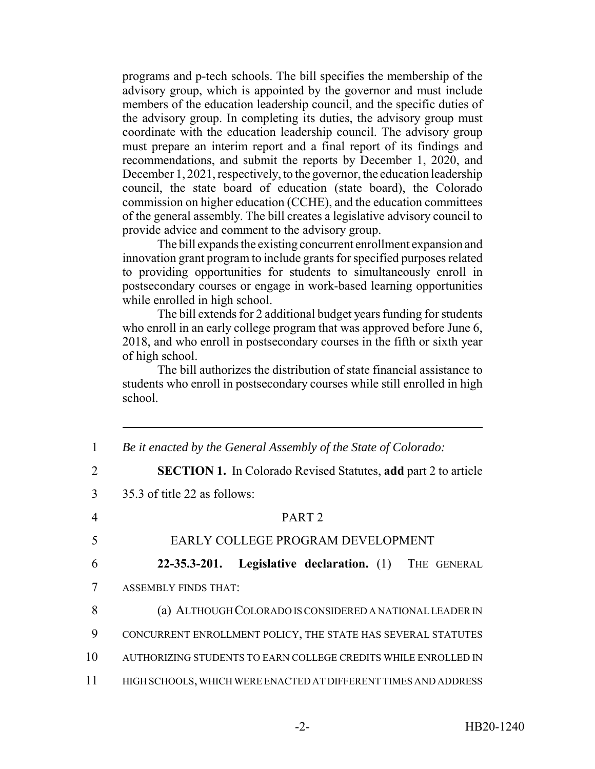programs and p-tech schools. The bill specifies the membership of the advisory group, which is appointed by the governor and must include members of the education leadership council, and the specific duties of the advisory group. In completing its duties, the advisory group must coordinate with the education leadership council. The advisory group must prepare an interim report and a final report of its findings and recommendations, and submit the reports by December 1, 2020, and December 1, 2021, respectively, to the governor, the education leadership council, the state board of education (state board), the Colorado commission on higher education (CCHE), and the education committees of the general assembly. The bill creates a legislative advisory council to provide advice and comment to the advisory group.

The bill expands the existing concurrent enrollment expansion and innovation grant program to include grants for specified purposes related to providing opportunities for students to simultaneously enroll in postsecondary courses or engage in work-based learning opportunities while enrolled in high school.

The bill extends for 2 additional budget years funding for students who enroll in an early college program that was approved before June 6, 2018, and who enroll in postsecondary courses in the fifth or sixth year of high school.

The bill authorizes the distribution of state financial assistance to students who enroll in postsecondary courses while still enrolled in high school.

---

1 *Be it enacted by the General Assembly of the State of Colorado:*

2 **SECTION 1.** In Colorado Revised Statutes, **add** part 2 to article

3 35.3 of title 22 as follows:

4 PART 2

5 EARLY COLLEGE PROGRAM DEVELOPMENT

6 **22-35.3-201. Legislative declaration.** (1) THE GENERAL

7 ASSEMBLY FINDS THAT:

8 (a) ALTHOUGH COLORADO IS CONSIDERED A NATIONAL LEADER IN

9 CONCURRENT ENROLLMENT POLICY, THE STATE HAS SEVERAL STATUTES

10 AUTHORIZING STUDENTS TO EARN COLLEGE CREDITS WHILE ENROLLED IN

11 HIGH SCHOOLS, WHICH WERE ENACTED AT DIFFERENT TIMES AND ADDRESS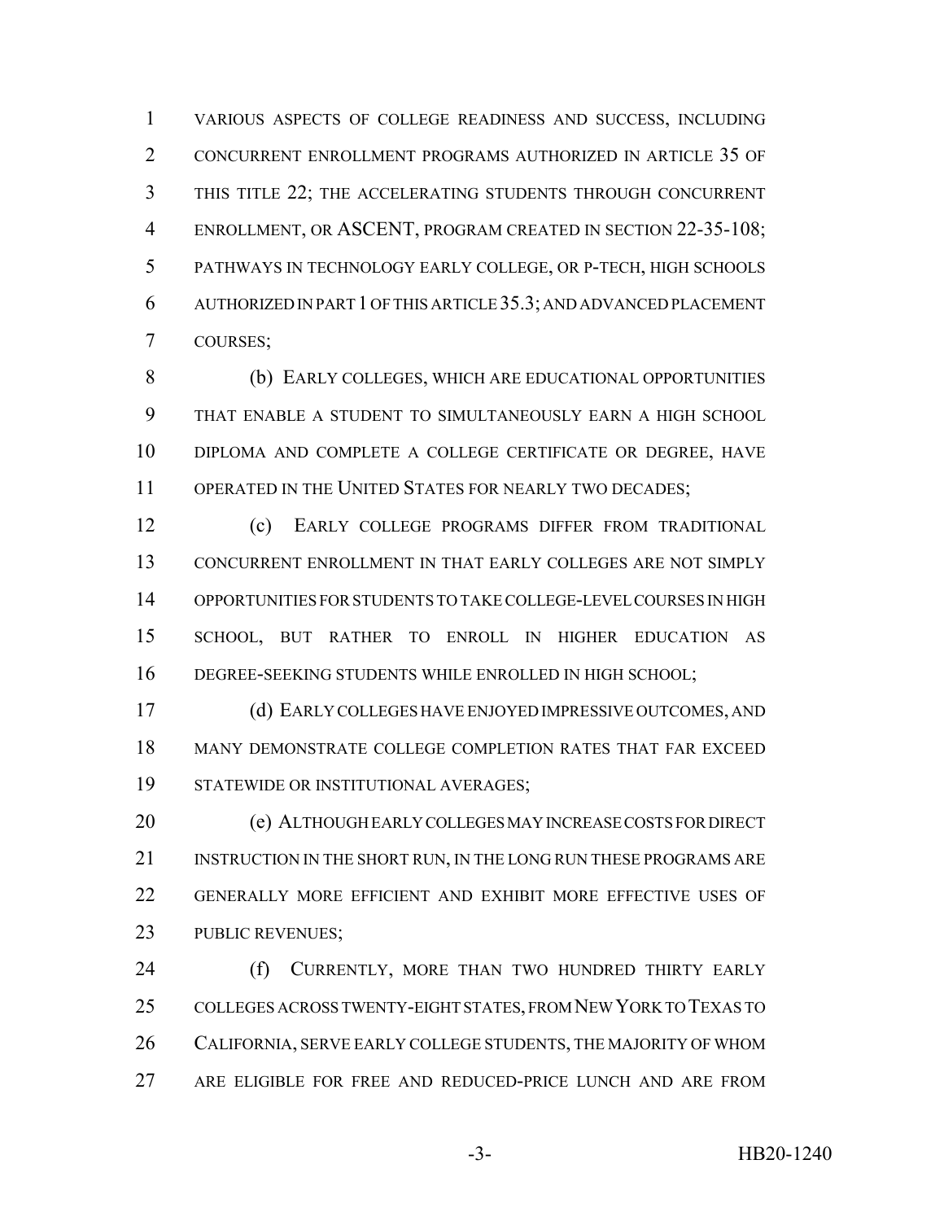VARIOUS ASPECTS OF COLLEGE READINESS AND SUCCESS, INCLUDING CONCURRENT ENROLLMENT PROGRAMS AUTHORIZED IN ARTICLE 35 OF THIS TITLE 22; THE ACCELERATING STUDENTS THROUGH CONCURRENT ENROLLMENT, OR ASCENT, PROGRAM CREATED IN SECTION 22-35-108; PATHWAYS IN TECHNOLOGY EARLY COLLEGE, OR P-TECH, HIGH SCHOOLS AUTHORIZED IN PART 1 OF THIS ARTICLE 35.3; AND ADVANCED PLACEMENT COURSES;

(b) EARLY COLLEGES, WHICH ARE EDUCATIONAL OPPORTUNITIES THAT ENABLE A STUDENT TO SIMULTANEOUSLY EARN A HIGH SCHOOL DIPLOMA AND COMPLETE A COLLEGE CERTIFICATE OR DEGREE, HAVE OPERATED IN THE UNITED STATES FOR NEARLY TWO DECADES;

(c) EARLY COLLEGE PROGRAMS DIFFER FROM TRADITIONAL CONCURRENT ENROLLMENT IN THAT EARLY COLLEGES ARE NOT SIMPLY OPPORTUNITIES FOR STUDENTS TO TAKE COLLEGE-LEVEL COURSES IN HIGH SCHOOL, BUT RATHER TO ENROLL IN HIGHER EDUCATION AS DEGREE-SEEKING STUDENTS WHILE ENROLLED IN HIGH SCHOOL;

(d) EARLY COLLEGES HAVE ENJOYED IMPRESSIVE OUTCOMES, AND MANY DEMONSTRATE COLLEGE COMPLETION RATES THAT FAR EXCEED STATEWIDE OR INSTITUTIONAL AVERAGES;

(e) ALTHOUGH EARLY COLLEGES MAY INCREASE COSTS FOR DIRECT INSTRUCTION IN THE SHORT RUN, IN THE LONG RUN THESE PROGRAMS ARE GENERALLY MORE EFFICIENT AND EXHIBIT MORE EFFECTIVE USES OF PUBLIC REVENUES;

(f) CURRENTLY, MORE THAN TWO HUNDRED THIRTY EARLY COLLEGES ACROSS TWENTY-EIGHT STATES, FROM NEW YORK TO TEXAS TO CALIFORNIA, SERVE EARLY COLLEGE STUDENTS, THE MAJORITY OF WHOM ARE ELIGIBLE FOR FREE AND REDUCED-PRICE LUNCH AND ARE FROM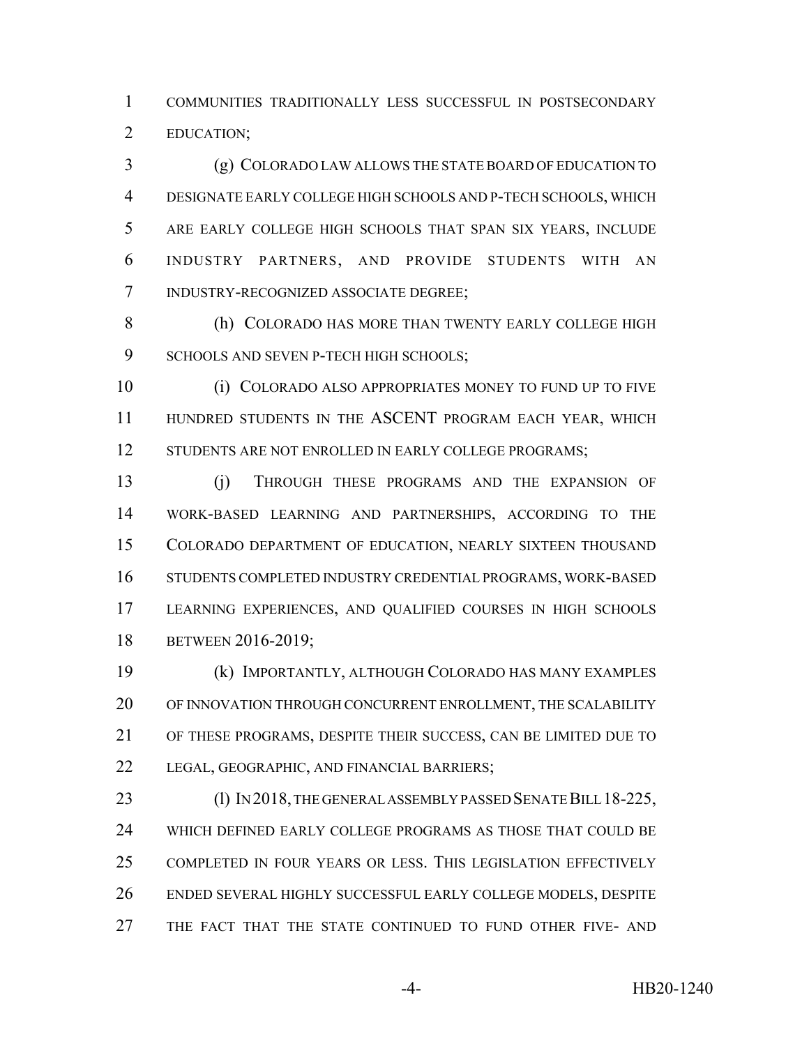COMMUNITIES TRADITIONALLY LESS SUCCESSFUL IN POSTSECONDARY EDUCATION;

(g) COLORADO LAW ALLOWS THE STATE BOARD OF EDUCATION TO DESIGNATE EARLY COLLEGE HIGH SCHOOLS AND P-TECH SCHOOLS, WHICH ARE EARLY COLLEGE HIGH SCHOOLS THAT SPAN SIX YEARS, INCLUDE INDUSTRY PARTNERS, AND PROVIDE STUDENTS WITH AN INDUSTRY-RECOGNIZED ASSOCIATE DEGREE;

(h) COLORADO HAS MORE THAN TWENTY EARLY COLLEGE HIGH SCHOOLS AND SEVEN P-TECH HIGH SCHOOLS;

(i) COLORADO ALSO APPROPRIATES MONEY TO FUND UP TO FIVE HUNDRED STUDENTS IN THE ASCENT PROGRAM EACH YEAR, WHICH STUDENTS ARE NOT ENROLLED IN EARLY COLLEGE PROGRAMS;

(j) THROUGH THESE PROGRAMS AND THE EXPANSION OF WORK-BASED LEARNING AND PARTNERSHIPS, ACCORDING TO THE COLORADO DEPARTMENT OF EDUCATION, NEARLY SIXTEEN THOUSAND STUDENTS COMPLETED INDUSTRY CREDENTIAL PROGRAMS, WORK-BASED LEARNING EXPERIENCES, AND QUALIFIED COURSES IN HIGH SCHOOLS BETWEEN 2016-2019;

(k) IMPORTANTLY, ALTHOUGH COLORADO HAS MANY EXAMPLES OF INNOVATION THROUGH CONCURRENT ENROLLMENT, THE SCALABILITY OF THESE PROGRAMS, DESPITE THEIR SUCCESS, CAN BE LIMITED DUE TO LEGAL, GEOGRAPHIC, AND FINANCIAL BARRIERS;

(l) IN 2018, THE GENERAL ASSEMBLY PASSED SENATE BILL 18-225, WHICH DEFINED EARLY COLLEGE PROGRAMS AS THOSE THAT COULD BE COMPLETED IN FOUR YEARS OR LESS. THIS LEGISLATION EFFECTIVELY ENDED SEVERAL HIGHLY SUCCESSFUL EARLY COLLEGE MODELS, DESPITE THE FACT THAT THE STATE CONTINUED TO FUND OTHER FIVE- AND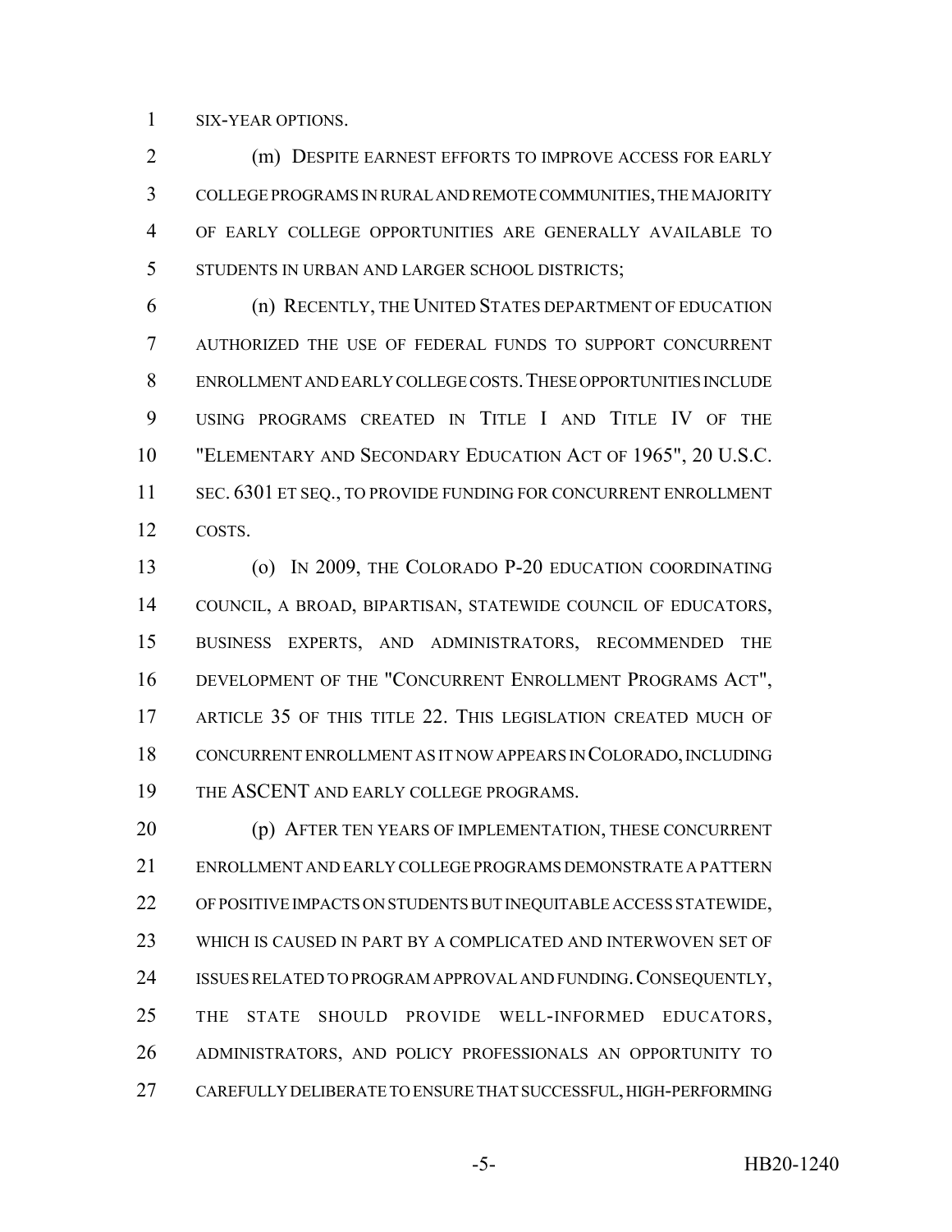SIX-YEAR OPTIONS.

(m) DESPITE EARNEST EFFORTS TO IMPROVE ACCESS FOR EARLY COLLEGE PROGRAMS IN RURAL AND REMOTE COMMUNITIES, THE MAJORITY OF EARLY COLLEGE OPPORTUNITIES ARE GENERALLY AVAILABLE TO STUDENTS IN URBAN AND LARGER SCHOOL DISTRICTS;

(n) RECENTLY, THE UNITED STATES DEPARTMENT OF EDUCATION AUTHORIZED THE USE OF FEDERAL FUNDS TO SUPPORT CONCURRENT ENROLLMENT AND EARLY COLLEGE COSTS. THESE OPPORTUNITIES INCLUDE USING PROGRAMS CREATED IN TITLE I AND TITLE IV OF THE "ELEMENTARY AND SECONDARY EDUCATION ACT OF 1965", 20 U.S.C. SEC. 6301 ET SEQ., TO PROVIDE FUNDING FOR CONCURRENT ENROLLMENT COSTS.

(o) IN 2009, THE COLORADO P-20 EDUCATION COORDINATING COUNCIL, A BROAD, BIPARTISAN, STATEWIDE COUNCIL OF EDUCATORS, BUSINESS EXPERTS, AND ADMINISTRATORS, RECOMMENDED THE DEVELOPMENT OF THE "CONCURRENT ENROLLMENT PROGRAMS ACT", ARTICLE 35 OF THIS TITLE 22. THIS LEGISLATION CREATED MUCH OF CONCURRENT ENROLLMENT AS IT NOW APPEARS IN COLORADO, INCLUDING THE ASCENT AND EARLY COLLEGE PROGRAMS.

(p) AFTER TEN YEARS OF IMPLEMENTATION, THESE CONCURRENT ENROLLMENT AND EARLY COLLEGE PROGRAMS DEMONSTRATE A PATTERN OF POSITIVE IMPACTS ON STUDENTS BUT INEQUITABLE ACCESS STATEWIDE, WHICH IS CAUSED IN PART BY A COMPLICATED AND INTERWOVEN SET OF ISSUES RELATED TO PROGRAM APPROVAL AND FUNDING. CONSEQUENTLY, THE STATE SHOULD PROVIDE WELL-INFORMED EDUCATORS, ADMINISTRATORS, AND POLICY PROFESSIONALS AN OPPORTUNITY TO CAREFULLY DELIBERATE TO ENSURE THAT SUCCESSFUL, HIGH-PERFORMING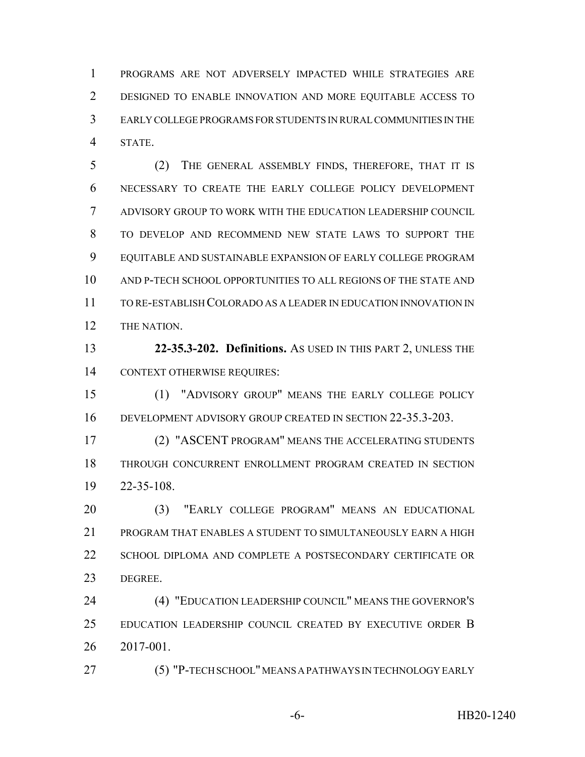PROGRAMS ARE NOT ADVERSELY IMPACTED WHILE STRATEGIES ARE DESIGNED TO ENABLE INNOVATION AND MORE EQUITABLE ACCESS TO EARLY COLLEGE PROGRAMS FOR STUDENTS IN RURAL COMMUNITIES IN THE STATE.

(2) THE GENERAL ASSEMBLY FINDS, THEREFORE, THAT IT IS NECESSARY TO CREATE THE EARLY COLLEGE POLICY DEVELOPMENT ADVISORY GROUP TO WORK WITH THE EDUCATION LEADERSHIP COUNCIL TO DEVELOP AND RECOMMEND NEW STATE LAWS TO SUPPORT THE EQUITABLE AND SUSTAINABLE EXPANSION OF EARLY COLLEGE PROGRAM AND P-TECH SCHOOL OPPORTUNITIES TO ALL REGIONS OF THE STATE AND TO RE-ESTABLISH COLORADO AS A LEADER IN EDUCATION INNOVATION IN THE NATION.

**22-35.3-202. Definitions.** AS USED IN THIS PART 2, UNLESS THE CONTEXT OTHERWISE REQUIRES:

(1) "ADVISORY GROUP" MEANS THE EARLY COLLEGE POLICY DEVELOPMENT ADVISORY GROUP CREATED IN SECTION 22-35.3-203.

(2) "ASCENT PROGRAM" MEANS THE ACCELERATING STUDENTS THROUGH CONCURRENT ENROLLMENT PROGRAM CREATED IN SECTION 22-35-108.

(3) "EARLY COLLEGE PROGRAM" MEANS AN EDUCATIONAL PROGRAM THAT ENABLES A STUDENT TO SIMULTANEOUSLY EARN A HIGH SCHOOL DIPLOMA AND COMPLETE A POSTSECONDARY CERTIFICATE OR DEGREE.

(4) "EDUCATION LEADERSHIP COUNCIL" MEANS THE GOVERNOR'S EDUCATION LEADERSHIP COUNCIL CREATED BY EXECUTIVE ORDER B 2017-001.

(5) "P-TECH SCHOOL" MEANS A PATHWAYS IN TECHNOLOGY EARLY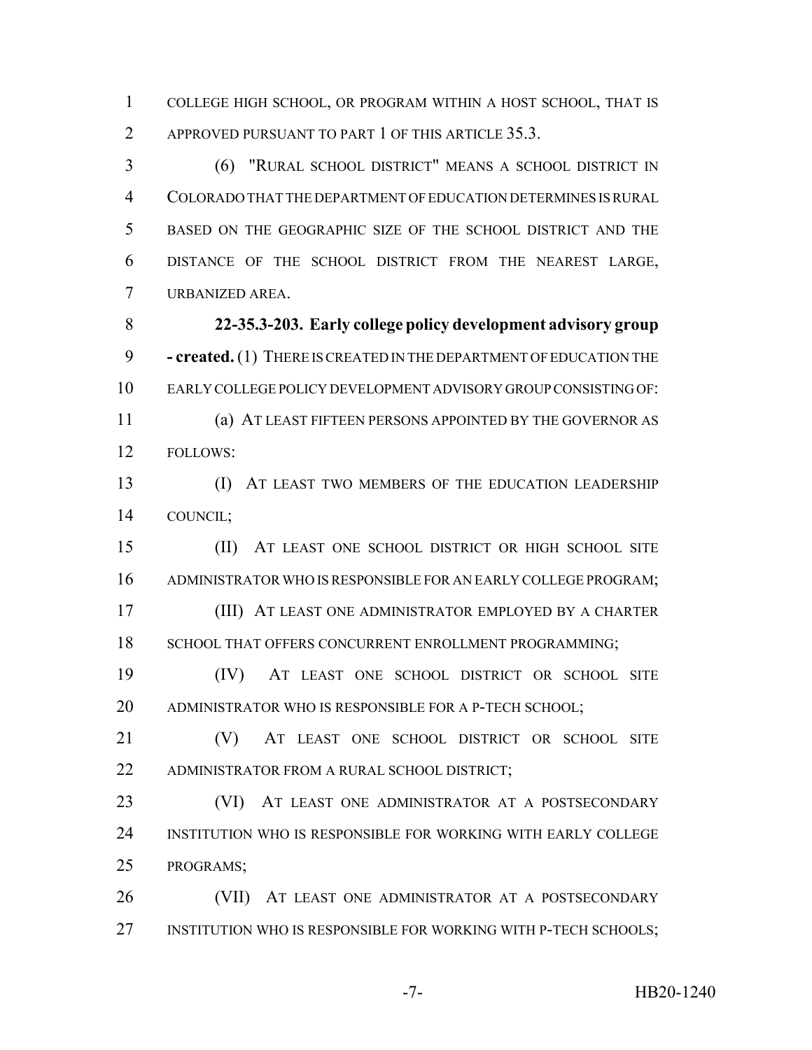COLLEGE HIGH SCHOOL, OR PROGRAM WITHIN A HOST SCHOOL, THAT IS APPROVED PURSUANT TO PART 1 OF THIS ARTICLE 35.3.

(6) "RURAL SCHOOL DISTRICT" MEANS A SCHOOL DISTRICT IN COLORADO THAT THE DEPARTMENT OF EDUCATION DETERMINES IS RURAL BASED ON THE GEOGRAPHIC SIZE OF THE SCHOOL DISTRICT AND THE DISTANCE OF THE SCHOOL DISTRICT FROM THE NEAREST LARGE, URBANIZED AREA.

**22-35.3-203. Early college policy development advisory group - created.** (1) THERE IS CREATED IN THE DEPARTMENT OF EDUCATION THE EARLY COLLEGE POLICY DEVELOPMENT ADVISORY GROUP CONSISTING OF:

(a) AT LEAST FIFTEEN PERSONS APPOINTED BY THE GOVERNOR AS FOLLOWS:

(I) AT LEAST TWO MEMBERS OF THE EDUCATION LEADERSHIP COUNCIL;

(II) AT LEAST ONE SCHOOL DISTRICT OR HIGH SCHOOL SITE ADMINISTRATOR WHO IS RESPONSIBLE FOR AN EARLY COLLEGE PROGRAM;

(III) AT LEAST ONE ADMINISTRATOR EMPLOYED BY A CHARTER SCHOOL THAT OFFERS CONCURRENT ENROLLMENT PROGRAMMING;

(IV) AT LEAST ONE SCHOOL DISTRICT OR SCHOOL SITE ADMINISTRATOR WHO IS RESPONSIBLE FOR A P-TECH SCHOOL;

(V) AT LEAST ONE SCHOOL DISTRICT OR SCHOOL SITE ADMINISTRATOR FROM A RURAL SCHOOL DISTRICT;

(VI) AT LEAST ONE ADMINISTRATOR AT A POSTSECONDARY INSTITUTION WHO IS RESPONSIBLE FOR WORKING WITH EARLY COLLEGE PROGRAMS;

(VII) AT LEAST ONE ADMINISTRATOR AT A POSTSECONDARY INSTITUTION WHO IS RESPONSIBLE FOR WORKING WITH P-TECH SCHOOLS;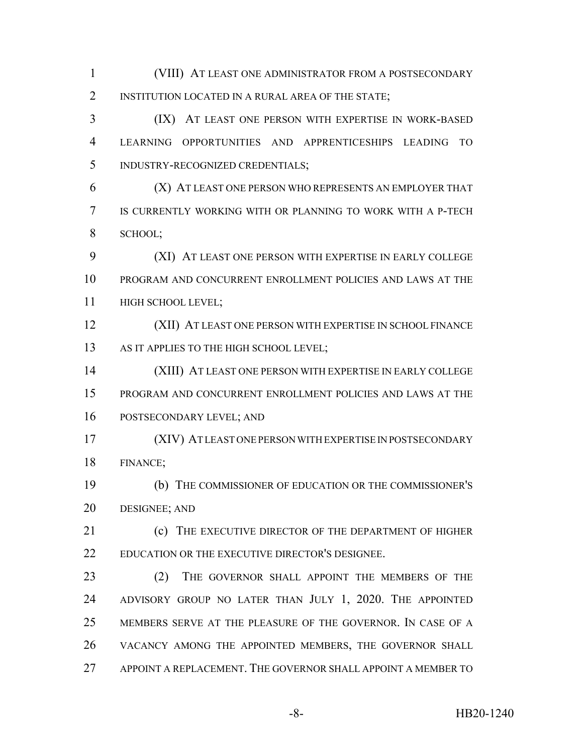(VIII) AT LEAST ONE ADMINISTRATOR FROM A POSTSECONDARY INSTITUTION LOCATED IN A RURAL AREA OF THE STATE;

(IX) AT LEAST ONE PERSON WITH EXPERTISE IN WORK-BASED LEARNING OPPORTUNITIES AND APPRENTICESHIPS LEADING TO INDUSTRY-RECOGNIZED CREDENTIALS;

(X) AT LEAST ONE PERSON WHO REPRESENTS AN EMPLOYER THAT IS CURRENTLY WORKING WITH OR PLANNING TO WORK WITH A P-TECH SCHOOL;

(XI) AT LEAST ONE PERSON WITH EXPERTISE IN EARLY COLLEGE PROGRAM AND CONCURRENT ENROLLMENT POLICIES AND LAWS AT THE HIGH SCHOOL LEVEL;

(XII) AT LEAST ONE PERSON WITH EXPERTISE IN SCHOOL FINANCE AS IT APPLIES TO THE HIGH SCHOOL LEVEL;

(XIII) AT LEAST ONE PERSON WITH EXPERTISE IN EARLY COLLEGE PROGRAM AND CONCURRENT ENROLLMENT POLICIES AND LAWS AT THE POSTSECONDARY LEVEL; AND

(XIV) AT LEAST ONE PERSON WITH EXPERTISE IN POSTSECONDARY FINANCE;

(b) THE COMMISSIONER OF EDUCATION OR THE COMMISSIONER'S DESIGNEE; AND

(c) THE EXECUTIVE DIRECTOR OF THE DEPARTMENT OF HIGHER EDUCATION OR THE EXECUTIVE DIRECTOR'S DESIGNEE.

(2) THE GOVERNOR SHALL APPOINT THE MEMBERS OF THE ADVISORY GROUP NO LATER THAN JULY 1, 2020. THE APPOINTED MEMBERS SERVE AT THE PLEASURE OF THE GOVERNOR. IN CASE OF A VACANCY AMONG THE APPOINTED MEMBERS, THE GOVERNOR SHALL APPOINT A REPLACEMENT. THE GOVERNOR SHALL APPOINT A MEMBER TO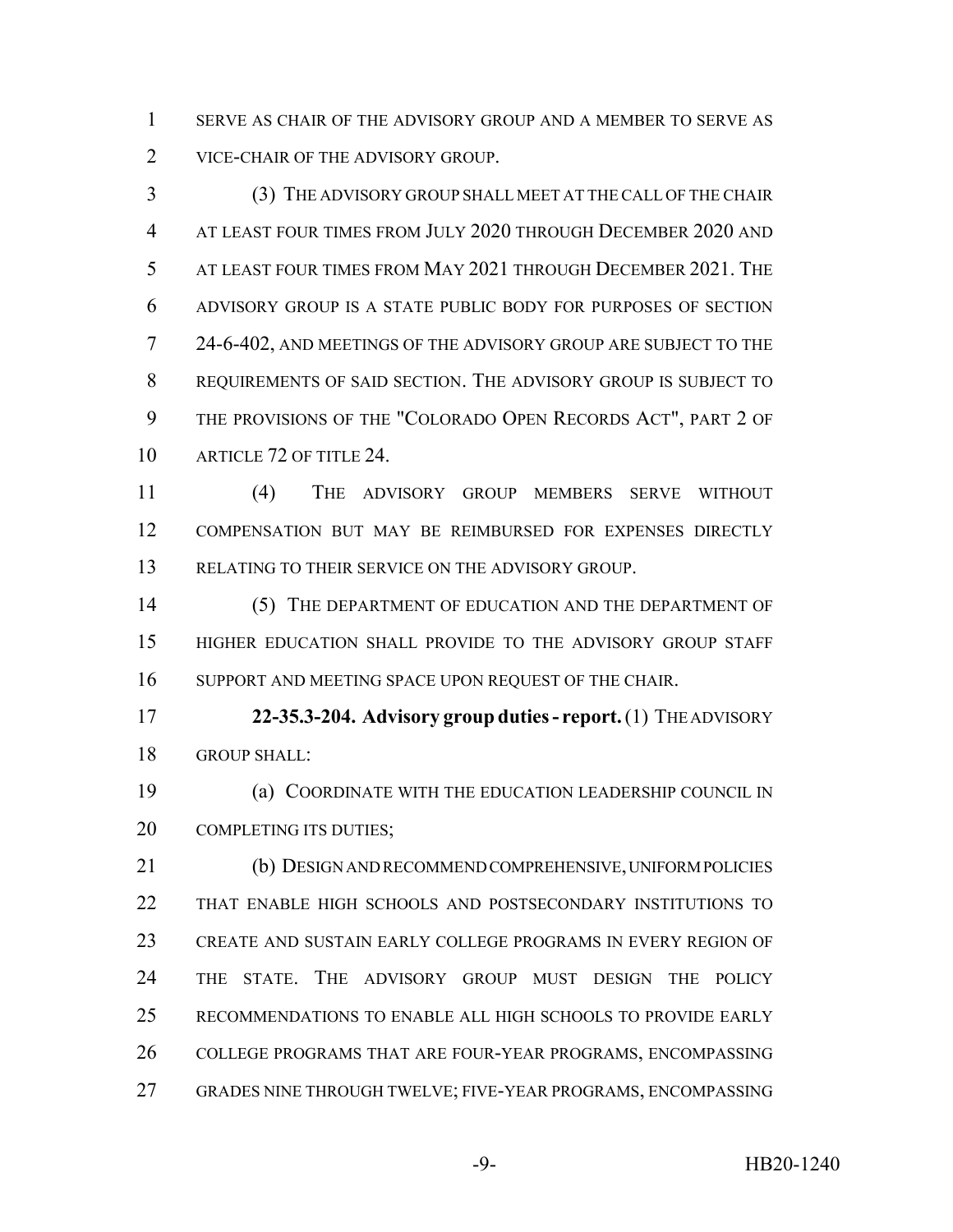SERVE AS CHAIR OF THE ADVISORY GROUP AND A MEMBER TO SERVE AS VICE-CHAIR OF THE ADVISORY GROUP.

(3) THE ADVISORY GROUP SHALL MEET AT THE CALL OF THE CHAIR AT LEAST FOUR TIMES FROM JULY 2020 THROUGH DECEMBER 2020 AND AT LEAST FOUR TIMES FROM MAY 2021 THROUGH DECEMBER 2021. THE ADVISORY GROUP IS A STATE PUBLIC BODY FOR PURPOSES OF SECTION 24-6-402, AND MEETINGS OF THE ADVISORY GROUP ARE SUBJECT TO THE REQUIREMENTS OF SAID SECTION. THE ADVISORY GROUP IS SUBJECT TO THE PROVISIONS OF THE "COLORADO OPEN RECORDS ACT", PART 2 OF ARTICLE 72 OF TITLE 24.

(4) THE ADVISORY GROUP MEMBERS SERVE WITHOUT COMPENSATION BUT MAY BE REIMBURSED FOR EXPENSES DIRECTLY RELATING TO THEIR SERVICE ON THE ADVISORY GROUP.

(5) THE DEPARTMENT OF EDUCATION AND THE DEPARTMENT OF HIGHER EDUCATION SHALL PROVIDE TO THE ADVISORY GROUP STAFF SUPPORT AND MEETING SPACE UPON REQUEST OF THE CHAIR.

**22-35.3-204. Advisory group duties - report.** (1) THE ADVISORY GROUP SHALL:

(a) COORDINATE WITH THE EDUCATION LEADERSHIP COUNCIL IN COMPLETING ITS DUTIES;

(b) DESIGN AND RECOMMEND COMPREHENSIVE, UNIFORM POLICIES THAT ENABLE HIGH SCHOOLS AND POSTSECONDARY INSTITUTIONS TO CREATE AND SUSTAIN EARLY COLLEGE PROGRAMS IN EVERY REGION OF THE STATE. THE ADVISORY GROUP MUST DESIGN THE POLICY RECOMMENDATIONS TO ENABLE ALL HIGH SCHOOLS TO PROVIDE EARLY COLLEGE PROGRAMS THAT ARE FOUR-YEAR PROGRAMS, ENCOMPASSING GRADES NINE THROUGH TWELVE; FIVE-YEAR PROGRAMS, ENCOMPASSING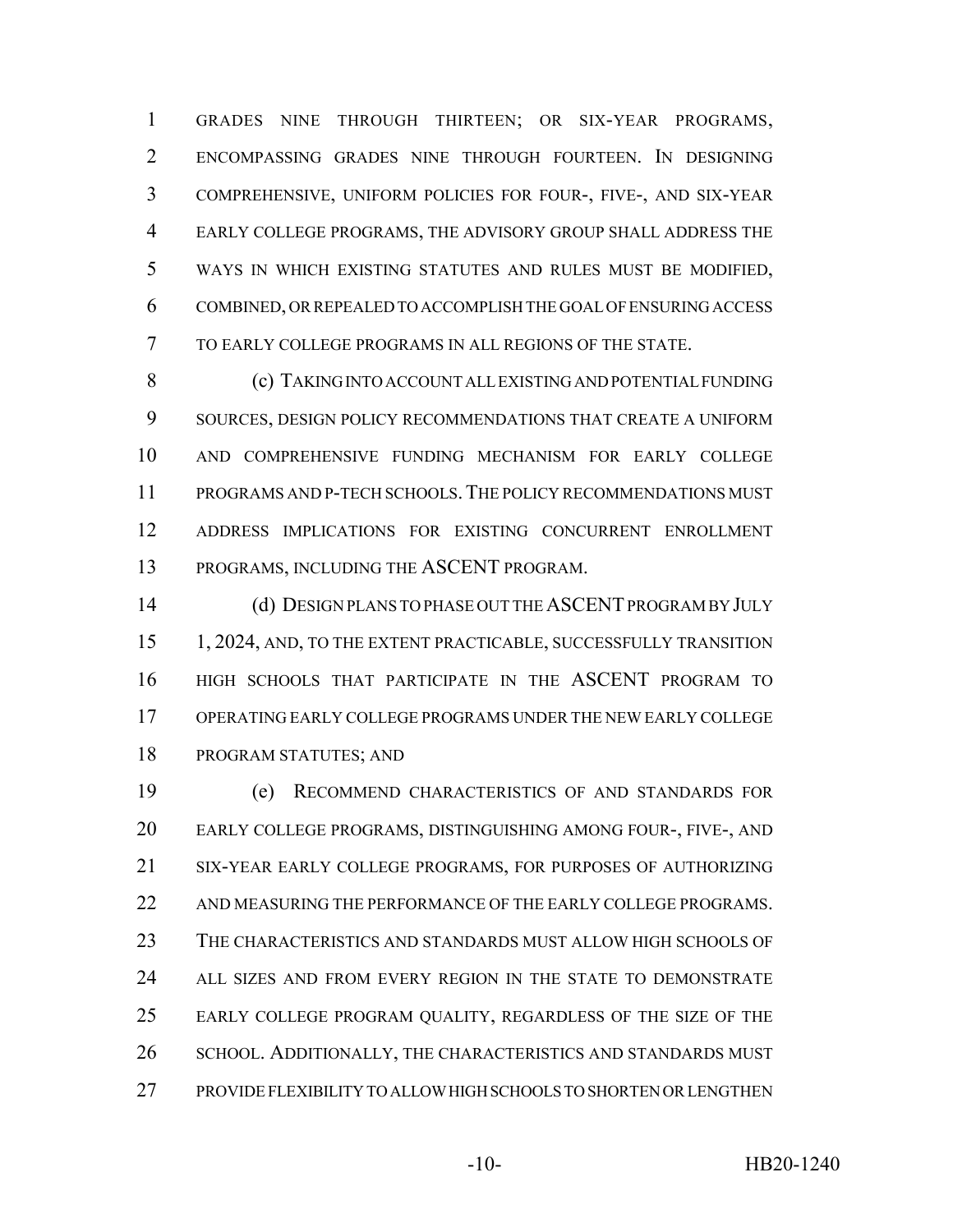GRADES NINE THROUGH THIRTEEN; OR SIX-YEAR PROGRAMS, ENCOMPASSING GRADES NINE THROUGH FOURTEEN. IN DESIGNING COMPREHENSIVE, UNIFORM POLICIES FOR FOUR-, FIVE-, AND SIX-YEAR EARLY COLLEGE PROGRAMS, THE ADVISORY GROUP SHALL ADDRESS THE WAYS IN WHICH EXISTING STATUTES AND RULES MUST BE MODIFIED, COMBINED, OR REPEALED TO ACCOMPLISH THE GOAL OF ENSURING ACCESS TO EARLY COLLEGE PROGRAMS IN ALL REGIONS OF THE STATE.

(c) TAKING INTO ACCOUNT ALL EXISTING AND POTENTIAL FUNDING SOURCES, DESIGN POLICY RECOMMENDATIONS THAT CREATE A UNIFORM AND COMPREHENSIVE FUNDING MECHANISM FOR EARLY COLLEGE PROGRAMS AND P-TECH SCHOOLS. THE POLICY RECOMMENDATIONS MUST ADDRESS IMPLICATIONS FOR EXISTING CONCURRENT ENROLLMENT PROGRAMS, INCLUDING THE ASCENT PROGRAM.

(d) DESIGN PLANS TO PHASE OUT THE ASCENT PROGRAM BY JULY 1, 2024, AND, TO THE EXTENT PRACTICABLE, SUCCESSFULLY TRANSITION HIGH SCHOOLS THAT PARTICIPATE IN THE ASCENT PROGRAM TO OPERATING EARLY COLLEGE PROGRAMS UNDER THE NEW EARLY COLLEGE PROGRAM STATUTES; AND

(e) RECOMMEND CHARACTERISTICS OF AND STANDARDS FOR EARLY COLLEGE PROGRAMS, DISTINGUISHING AMONG FOUR-, FIVE-, AND SIX-YEAR EARLY COLLEGE PROGRAMS, FOR PURPOSES OF AUTHORIZING AND MEASURING THE PERFORMANCE OF THE EARLY COLLEGE PROGRAMS. THE CHARACTERISTICS AND STANDARDS MUST ALLOW HIGH SCHOOLS OF ALL SIZES AND FROM EVERY REGION IN THE STATE TO DEMONSTRATE EARLY COLLEGE PROGRAM QUALITY, REGARDLESS OF THE SIZE OF THE SCHOOL. ADDITIONALLY, THE CHARACTERISTICS AND STANDARDS MUST PROVIDE FLEXIBILITY TO ALLOW HIGH SCHOOLS TO SHORTEN OR LENGTHEN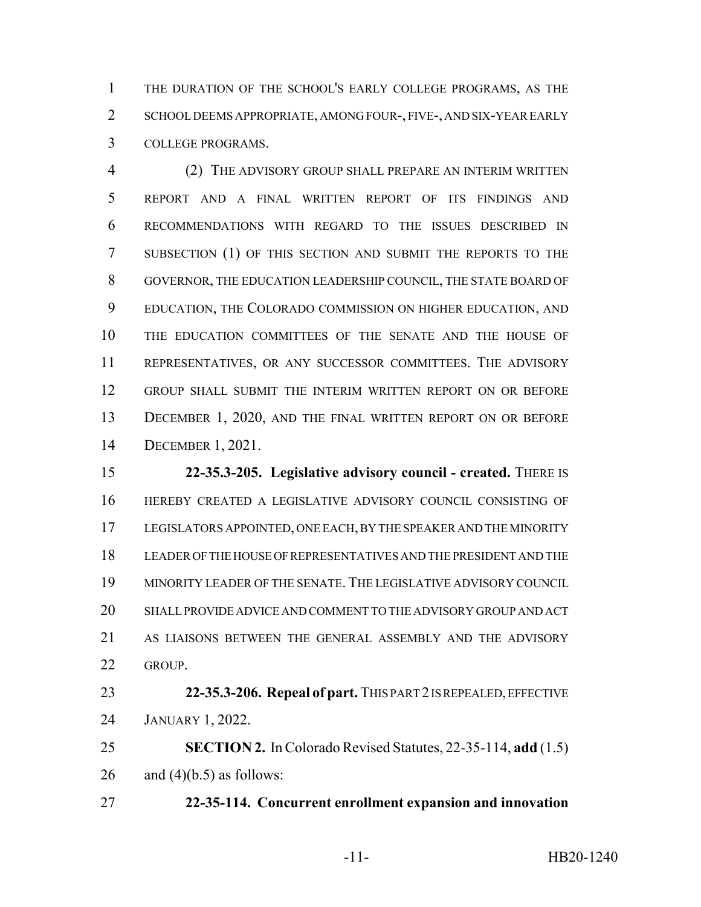THE DURATION OF THE SCHOOL'S EARLY COLLEGE PROGRAMS, AS THE SCHOOL DEEMS APPROPRIATE, AMONG FOUR-, FIVE-, AND SIX-YEAR EARLY COLLEGE PROGRAMS.

(2) THE ADVISORY GROUP SHALL PREPARE AN INTERIM WRITTEN REPORT AND A FINAL WRITTEN REPORT OF ITS FINDINGS AND RECOMMENDATIONS WITH REGARD TO THE ISSUES DESCRIBED IN SUBSECTION (1) OF THIS SECTION AND SUBMIT THE REPORTS TO THE GOVERNOR, THE EDUCATION LEADERSHIP COUNCIL, THE STATE BOARD OF EDUCATION, THE COLORADO COMMISSION ON HIGHER EDUCATION, AND THE EDUCATION COMMITTEES OF THE SENATE AND THE HOUSE OF REPRESENTATIVES, OR ANY SUCCESSOR COMMITTEES. THE ADVISORY GROUP SHALL SUBMIT THE INTERIM WRITTEN REPORT ON OR BEFORE DECEMBER 1, 2020, AND THE FINAL WRITTEN REPORT ON OR BEFORE DECEMBER 1, 2021.

**22-35.3-205. Legislative advisory council - created.** THERE IS HEREBY CREATED A LEGISLATIVE ADVISORY COUNCIL CONSISTING OF LEGISLATORS APPOINTED, ONE EACH, BY THE SPEAKER AND THE MINORITY LEADER OF THE HOUSE OF REPRESENTATIVES AND THE PRESIDENT AND THE MINORITY LEADER OF THE SENATE. THE LEGISLATIVE ADVISORY COUNCIL SHALL PROVIDE ADVICE AND COMMENT TO THE ADVISORY GROUP AND ACT AS LIAISONS BETWEEN THE GENERAL ASSEMBLY AND THE ADVISORY GROUP.

**22-35.3-206. Repeal of part.** THIS PART 2 IS REPEALED, EFFECTIVE JANUARY 1, 2022.

**SECTION 2.** In Colorado Revised Statutes, 22-35-114, **add** (1.5) and (4)(b.5) as follows:

**22-35-114. Concurrent enrollment expansion and innovation**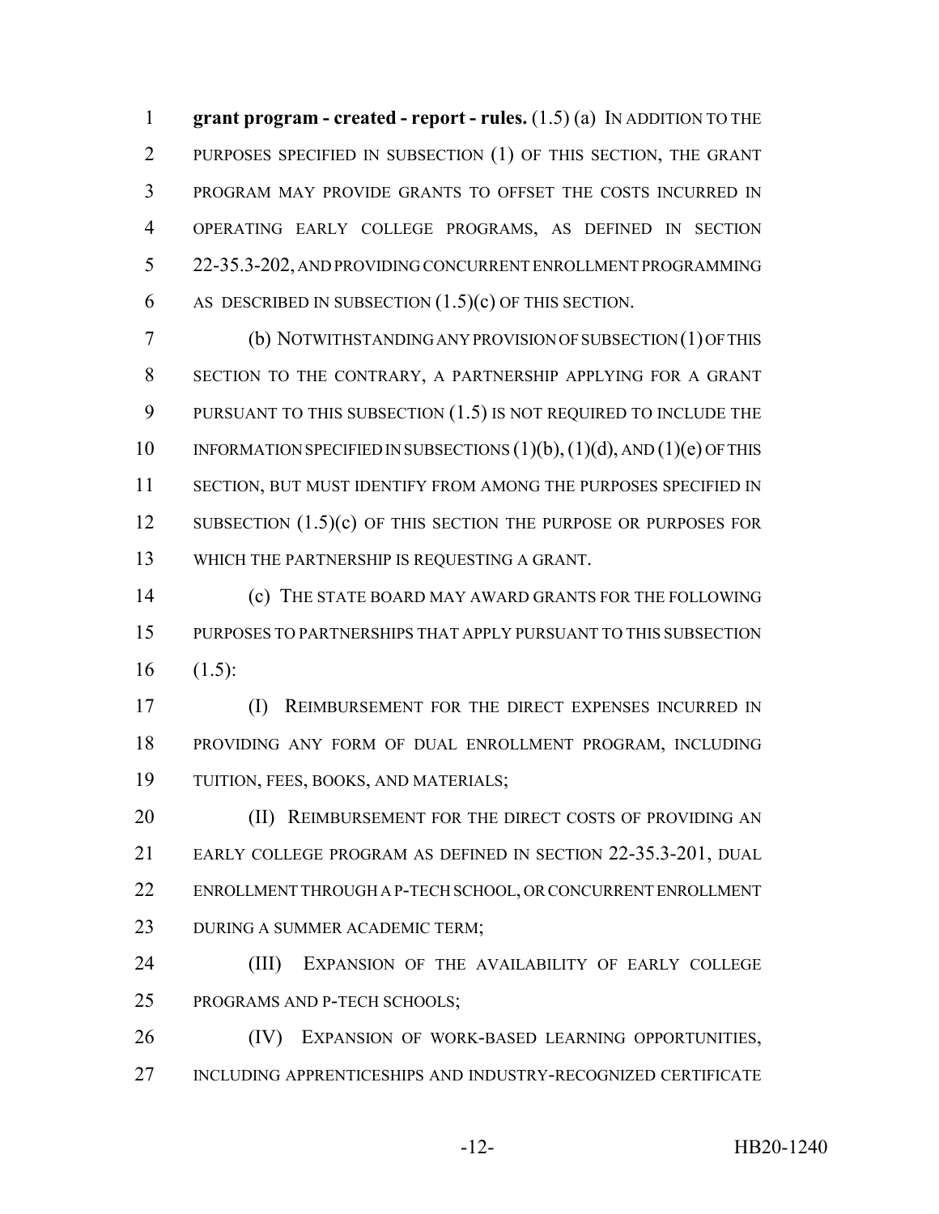**grant program - created - report - rules.** (1.5) (a) IN ADDITION TO THE PURPOSES SPECIFIED IN SUBSECTION (1) OF THIS SECTION, THE GRANT PROGRAM MAY PROVIDE GRANTS TO OFFSET THE COSTS INCURRED IN OPERATING EARLY COLLEGE PROGRAMS, AS DEFINED IN SECTION 22-35.3-202, AND PROVIDING CONCURRENT ENROLLMENT PROGRAMMING AS DESCRIBED IN SUBSECTION (1.5)(c) OF THIS SECTION.

(b) NOTWITHSTANDING ANY PROVISION OF SUBSECTION (1) OF THIS SECTION TO THE CONTRARY, A PARTNERSHIP APPLYING FOR A GRANT PURSUANT TO THIS SUBSECTION (1.5) IS NOT REQUIRED TO INCLUDE THE INFORMATION SPECIFIED IN SUBSECTIONS (1)(b), (1)(d), AND (1)(e) OF THIS SECTION, BUT MUST IDENTIFY FROM AMONG THE PURPOSES SPECIFIED IN SUBSECTION (1.5)(c) OF THIS SECTION THE PURPOSE OR PURPOSES FOR WHICH THE PARTNERSHIP IS REQUESTING A GRANT.

(c) THE STATE BOARD MAY AWARD GRANTS FOR THE FOLLOWING PURPOSES TO PARTNERSHIPS THAT APPLY PURSUANT TO THIS SUBSECTION (1.5):

(I) REIMBURSEMENT FOR THE DIRECT EXPENSES INCURRED IN PROVIDING ANY FORM OF DUAL ENROLLMENT PROGRAM, INCLUDING TUITION, FEES, BOOKS, AND MATERIALS;

(II) REIMBURSEMENT FOR THE DIRECT COSTS OF PROVIDING AN EARLY COLLEGE PROGRAM AS DEFINED IN SECTION 22-35.3-201, DUAL ENROLLMENT THROUGH A P-TECH SCHOOL, OR CONCURRENT ENROLLMENT DURING A SUMMER ACADEMIC TERM;

(III) EXPANSION OF THE AVAILABILITY OF EARLY COLLEGE PROGRAMS AND P-TECH SCHOOLS;

(IV) EXPANSION OF WORK-BASED LEARNING OPPORTUNITIES, INCLUDING APPRENTICESHIPS AND INDUSTRY-RECOGNIZED CERTIFICATE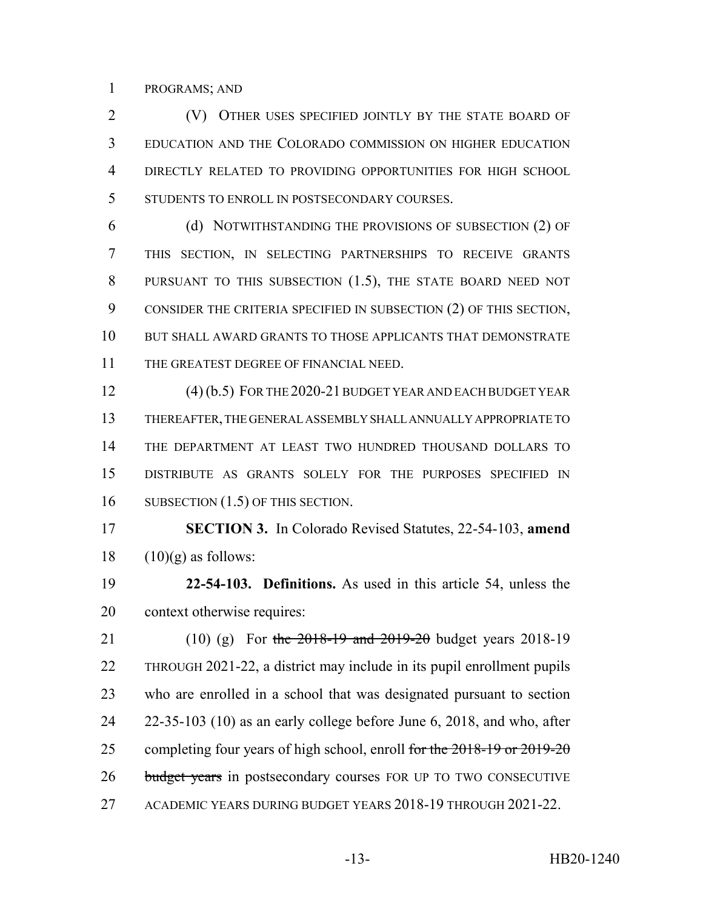PROGRAMS; AND

(V) OTHER USES SPECIFIED JOINTLY BY THE STATE BOARD OF EDUCATION AND THE COLORADO COMMISSION ON HIGHER EDUCATION DIRECTLY RELATED TO PROVIDING OPPORTUNITIES FOR HIGH SCHOOL STUDENTS TO ENROLL IN POSTSECONDARY COURSES.

(d) NOTWITHSTANDING THE PROVISIONS OF SUBSECTION (2) OF THIS SECTION, IN SELECTING PARTNERSHIPS TO RECEIVE GRANTS PURSUANT TO THIS SUBSECTION (1.5), THE STATE BOARD NEED NOT CONSIDER THE CRITERIA SPECIFIED IN SUBSECTION (2) OF THIS SECTION, BUT SHALL AWARD GRANTS TO THOSE APPLICANTS THAT DEMONSTRATE THE GREATEST DEGREE OF FINANCIAL NEED.

(4) (b.5) FOR THE 2020-21 BUDGET YEAR AND EACH BUDGET YEAR THEREAFTER, THE GENERAL ASSEMBLY SHALL ANNUALLY APPROPRIATE TO THE DEPARTMENT AT LEAST TWO HUNDRED THOUSAND DOLLARS TO DISTRIBUTE AS GRANTS SOLELY FOR THE PURPOSES SPECIFIED IN SUBSECTION (1.5) OF THIS SECTION.

**SECTION 3.** In Colorado Revised Statutes, 22-54-103, **amend** (10)(g) as follows:

**22-54-103. Definitions.** As used in this article 54, unless the context otherwise requires:

(10) (g) For ~~the 2018-19 and 2019-20~~ budget years 2018-19 THROUGH 2021-22, a district may include in its pupil enrollment pupils who are enrolled in a school that was designated pursuant to section 22-35-103 (10) as an early college before June 6, 2018, and who, after completing four years of high school, enroll ~~for the 2018-19 or 2019-20 budget years~~ in postsecondary courses FOR UP TO TWO CONSECUTIVE ACADEMIC YEARS DURING BUDGET YEARS 2018-19 THROUGH 2021-22.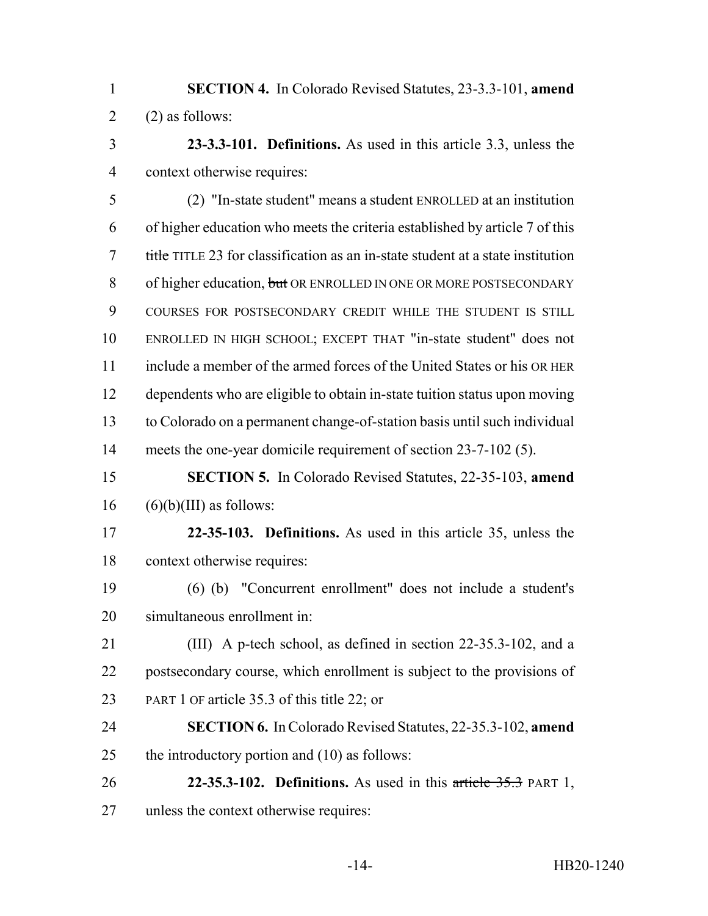**SECTION 4.** In Colorado Revised Statutes, 23-3.3-101, **amend** (2) as follows:

**23-3.3-101. Definitions.** As used in this article 3.3, unless the context otherwise requires:

(2) "In-state student" means a student ENROLLED at an institution of higher education who meets the criteria established by article 7 of this ~~title~~ TITLE 23 for classification as an in-state student at a state institution of higher education, ~~but~~ OR ENROLLED IN ONE OR MORE POSTSECONDARY COURSES FOR POSTSECONDARY CREDIT WHILE THE STUDENT IS STILL ENROLLED IN HIGH SCHOOL; EXCEPT THAT "in-state student" does not include a member of the armed forces of the United States or his OR HER dependents who are eligible to obtain in-state tuition status upon moving to Colorado on a permanent change-of-station basis until such individual meets the one-year domicile requirement of section 23-7-102 (5).

**SECTION 5.** In Colorado Revised Statutes, 22-35-103, **amend** (6)(b)(III) as follows:

**22-35-103. Definitions.** As used in this article 35, unless the context otherwise requires:

(6) (b) "Concurrent enrollment" does not include a student's simultaneous enrollment in:

(III) A p-tech school, as defined in section 22-35.3-102, and a postsecondary course, which enrollment is subject to the provisions of PART 1 OF article 35.3 of this title 22; or

**SECTION 6.** In Colorado Revised Statutes, 22-35.3-102, **amend** the introductory portion and (10) as follows:

**22-35.3-102. Definitions.** As used in this ~~article 35.3~~ PART 1, unless the context otherwise requires: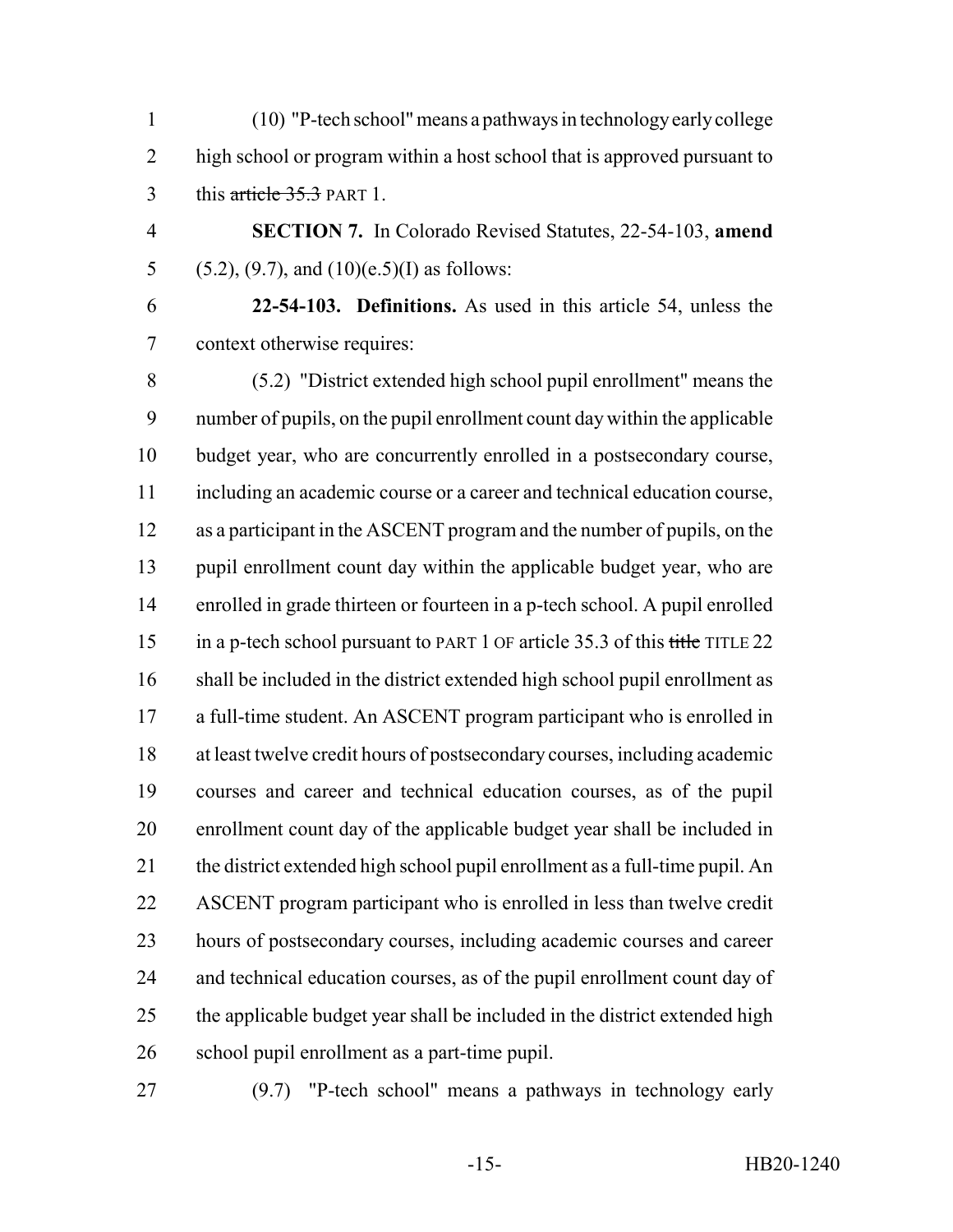(10) "P-tech school" means a pathways in technology early college high school or program within a host school that is approved pursuant to this ~~article 35.3~~ PART 1.

**SECTION 7.** In Colorado Revised Statutes, 22-54-103, **amend** (5.2), (9.7), and (10)(e.5)(I) as follows:

**22-54-103. Definitions.** As used in this article 54, unless the context otherwise requires:

(5.2) "District extended high school pupil enrollment" means the number of pupils, on the pupil enrollment count day within the applicable budget year, who are concurrently enrolled in a postsecondary course, including an academic course or a career and technical education course, as a participant in the ASCENT program and the number of pupils, on the pupil enrollment count day within the applicable budget year, who are enrolled in grade thirteen or fourteen in a p-tech school. A pupil enrolled in a p-tech school pursuant to PART 1 OF article 35.3 of this ~~title~~ TITLE 22 shall be included in the district extended high school pupil enrollment as a full-time student. An ASCENT program participant who is enrolled in at least twelve credit hours of postsecondary courses, including academic courses and career and technical education courses, as of the pupil enrollment count day of the applicable budget year shall be included in the district extended high school pupil enrollment as a full-time pupil. An ASCENT program participant who is enrolled in less than twelve credit hours of postsecondary courses, including academic courses and career and technical education courses, as of the pupil enrollment count day of the applicable budget year shall be included in the district extended high school pupil enrollment as a part-time pupil.

(9.7) "P-tech school" means a pathways in technology early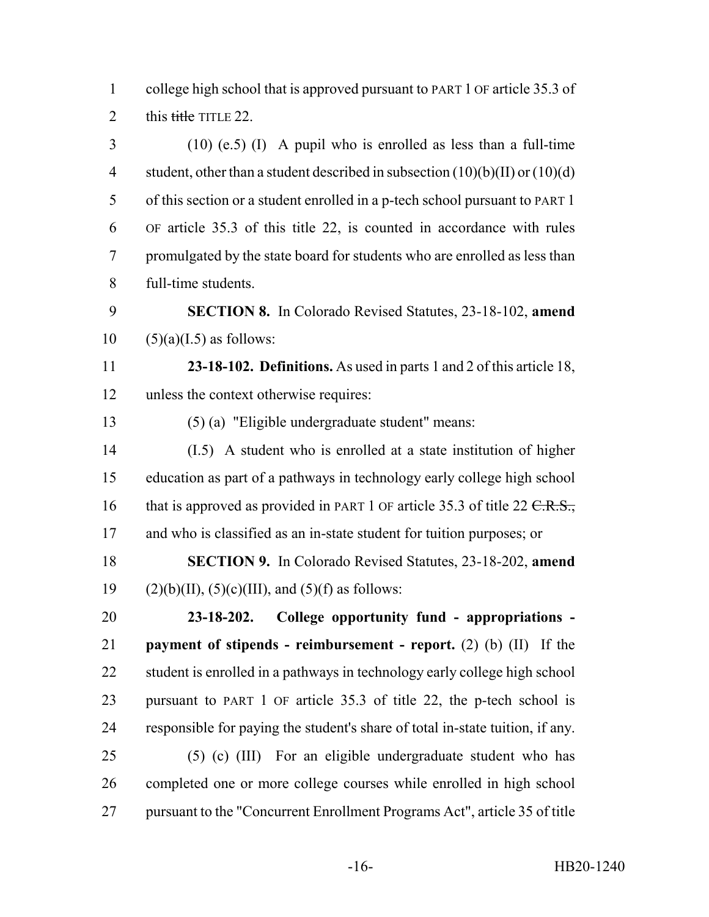college high school that is approved pursuant to PART 1 OF article 35.3 of this ~~title~~ TITLE 22.

(10) (e.5) (I) A pupil who is enrolled as less than a full-time student, other than a student described in subsection (10)(b)(II) or (10)(d) of this section or a student enrolled in a p-tech school pursuant to PART 1 OF article 35.3 of this title 22, is counted in accordance with rules promulgated by the state board for students who are enrolled as less than full-time students.

**SECTION 8.** In Colorado Revised Statutes, 23-18-102, **amend** (5)(a)(I.5) as follows:

**23-18-102. Definitions.** As used in parts 1 and 2 of this article 18, unless the context otherwise requires:

(5) (a) "Eligible undergraduate student" means:

(I.5) A student who is enrolled at a state institution of higher education as part of a pathways in technology early college high school that is approved as provided in PART 1 OF article 35.3 of title 22 ~~C.R.S.,~~ and who is classified as an in-state student for tuition purposes; or

**SECTION 9.** In Colorado Revised Statutes, 23-18-202, **amend** (2)(b)(II), (5)(c)(III), and (5)(f) as follows:

**23-18-202. College opportunity fund - appropriations - payment of stipends - reimbursement - report.** (2) (b) (II) If the student is enrolled in a pathways in technology early college high school pursuant to PART 1 OF article 35.3 of title 22, the p-tech school is responsible for paying the student's share of total in-state tuition, if any.

(5) (c) (III) For an eligible undergraduate student who has completed one or more college courses while enrolled in high school pursuant to the "Concurrent Enrollment Programs Act", article 35 of title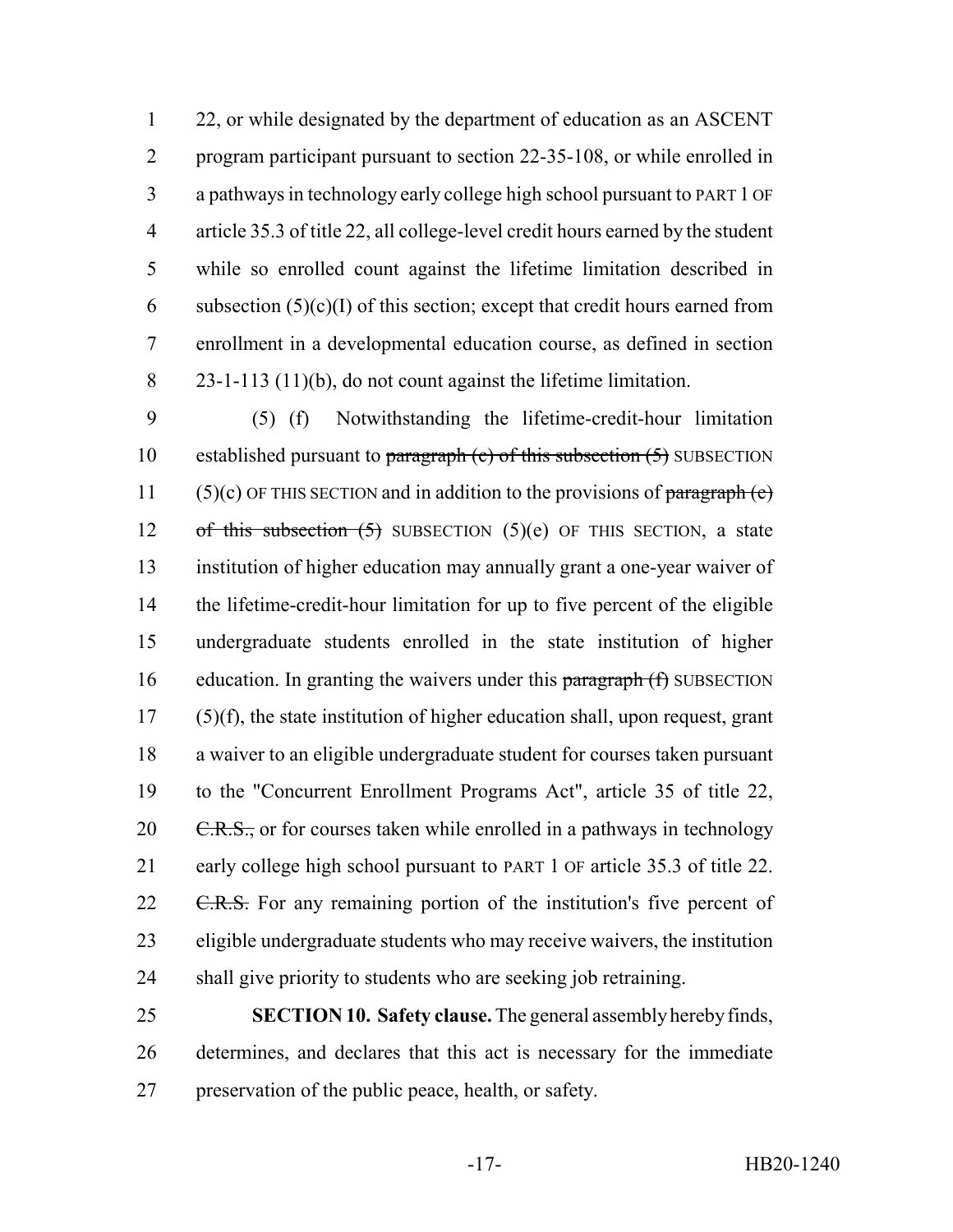22, or while designated by the department of education as an ASCENT program participant pursuant to section 22-35-108, or while enrolled in a pathways in technology early college high school pursuant to PART 1 OF article 35.3 of title 22, all college-level credit hours earned by the student while so enrolled count against the lifetime limitation described in subsection (5)(c)(I) of this section; except that credit hours earned from enrollment in a developmental education course, as defined in section 23-1-113 (11)(b), do not count against the lifetime limitation.

(5) (f) Notwithstanding the lifetime-credit-hour limitation established pursuant to ~~paragraph (c) of this subsection (5)~~ SUBSECTION (5)(c) OF THIS SECTION and in addition to the provisions of ~~paragraph (e) of this subsection (5)~~ SUBSECTION (5)(e) OF THIS SECTION, a state institution of higher education may annually grant a one-year waiver of the lifetime-credit-hour limitation for up to five percent of the eligible undergraduate students enrolled in the state institution of higher education. In granting the waivers under this ~~paragraph (f)~~ SUBSECTION (5)(f), the state institution of higher education shall, upon request, grant a waiver to an eligible undergraduate student for courses taken pursuant to the "Concurrent Enrollment Programs Act", article 35 of title 22, ~~C.R.S.,~~ or for courses taken while enrolled in a pathways in technology early college high school pursuant to PART 1 OF article 35.3 of title 22. ~~C.R.S.~~ For any remaining portion of the institution's five percent of eligible undergraduate students who may receive waivers, the institution shall give priority to students who are seeking job retraining.

**SECTION 10. Safety clause.** The general assembly hereby finds, determines, and declares that this act is necessary for the immediate preservation of the public peace, health, or safety.